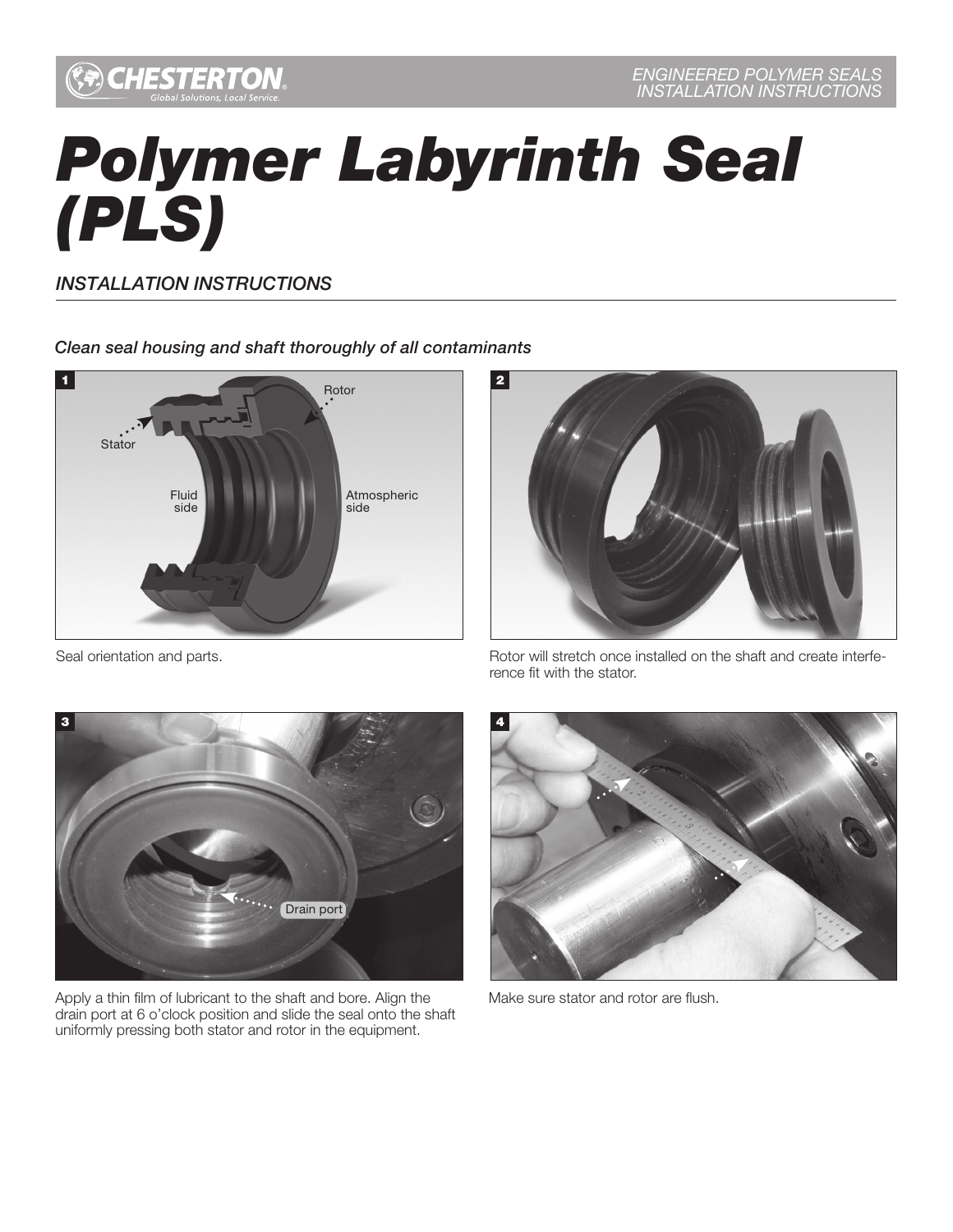# Polymer Labyrinth Seal (PLS)

*INSTALLATION INSTRUCTIONS*

***Clean seal housing and shaft thoroughly of all contaminants***

1

Stator

Rotor

Fluid side

Atmospheric side

Seal orientation and parts.

2

Rotor will stretch once installed on the shaft and create interference fit with the stator.

3

Drain port

Apply a thin film of lubricant to the shaft and bore. Align the drain port at 6 o'clock position and slide the seal onto the shaft uniformly pressing both stator and rotor in the equipment.

4

Make sure stator and rotor are flush.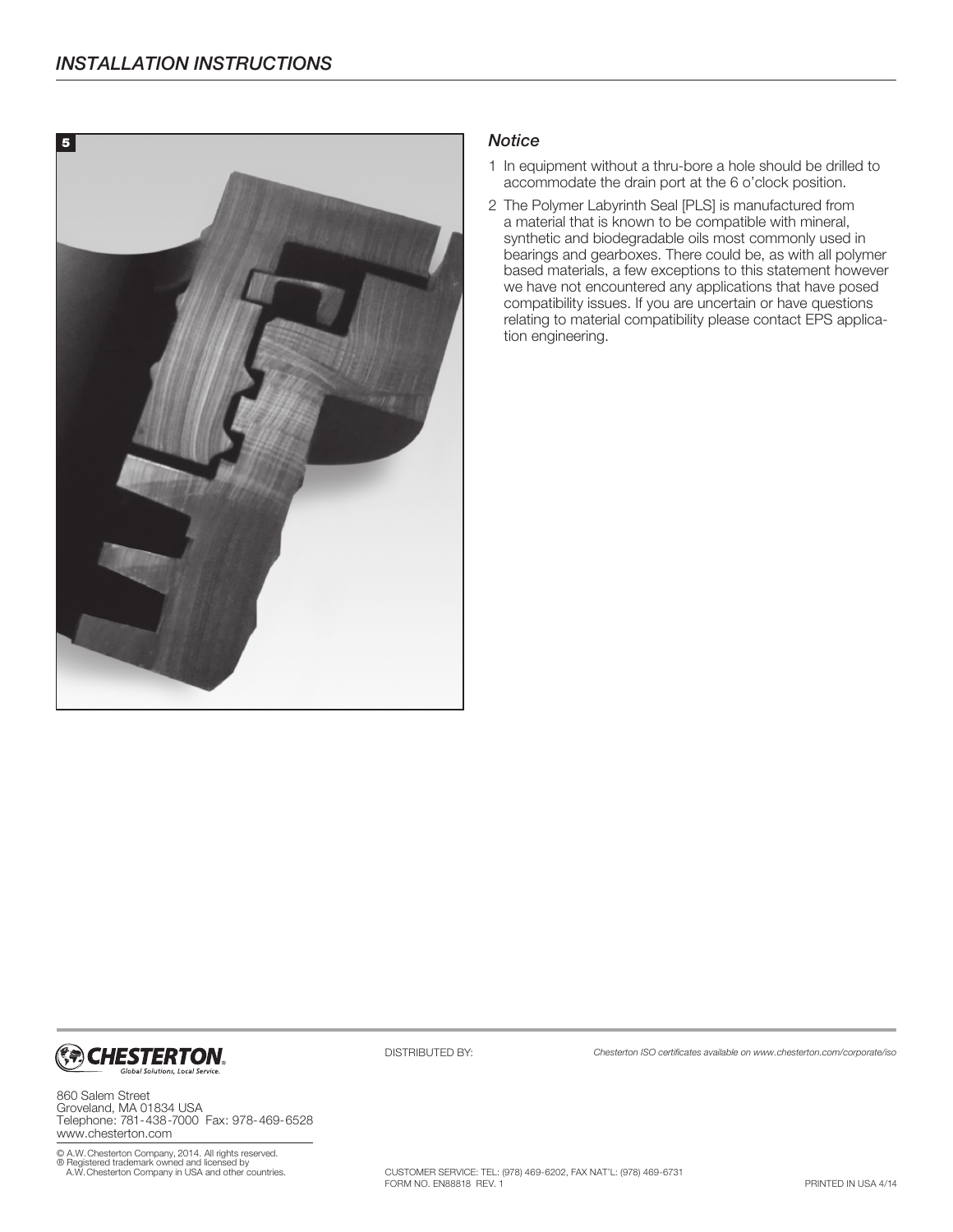5

## *Notice*

1 In equipment without a thru-bore a hole should be drilled to accommodate the drain port at the 6 o'clock position.

2 The Polymer Labyrinth Seal [PLS] is manufactured from a material that is known to be compatible with mineral, synthetic and biodegradable oils most commonly used in bearings and gearboxes. There could be, as with all polymer based materials, a few exceptions to this statement however we have not encountered any applications that have posed compatibility issues. If you are uncertain or have questions relating to material compatibility please contact EPS application engineering.

CHESTERTON®
Global Solutions, Local Service.

860 Salem Street
Groveland, MA 01834 USA
Telephone: 781-438-7000 Fax: 978-469-6528
www.chesterton.com

© A.W. Chesterton Company, 2014. All rights reserved.
® Registered trademark owned and licensed by A.W. Chesterton Company in USA and other countries.

DISTRIBUTED BY:

*Chesterton ISO certificates available on www.chesterton.com/corporate/iso*

CUSTOMER SERVICE: TEL: (978) 469-6202, FAX NAT'L: (978) 469-6731
FORM NO. EN88818 REV. 1

PRINTED IN USA 4/14